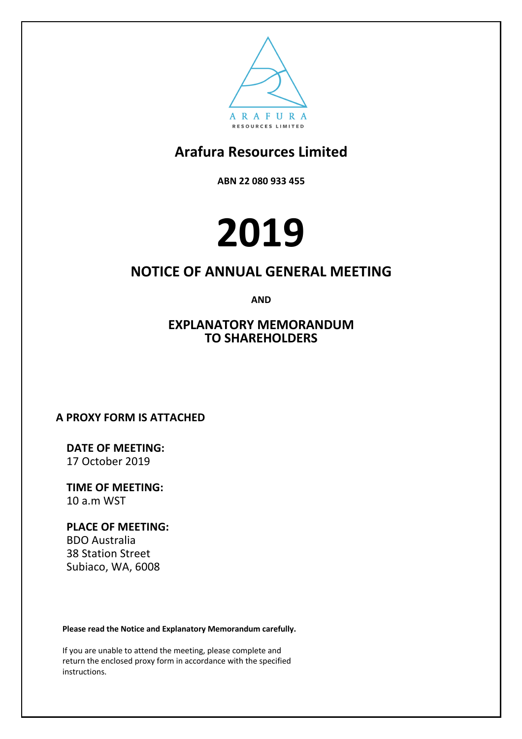ARAFURA
RESOURCES LIMITED

# Arafura Resources Limited

**ABN 22 080 933 455**

# 2019

## NOTICE OF ANNUAL GENERAL MEETING

**AND**

## EXPLANATORY MEMORANDUM TO SHAREHOLDERS

**A PROXY FORM IS ATTACHED**

**DATE OF MEETING:**
17 October 2019

**TIME OF MEETING:**
10 a.m WST

**PLACE OF MEETING:**
BDO Australia
38 Station Street
Subiaco, WA, 6008

**Please read the Notice and Explanatory Memorandum carefully.**

If you are unable to attend the meeting, please complete and return the enclosed proxy form in accordance with the specified instructions.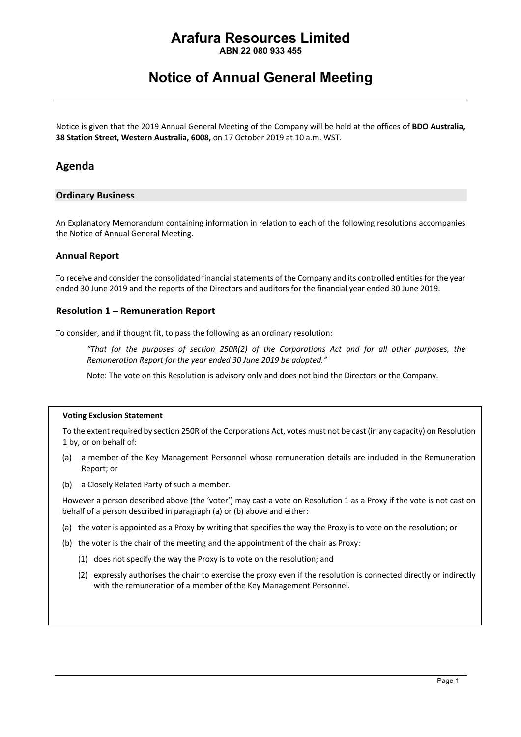# Arafura Resources Limited

**ABN 22 080 933 455**

# Notice of Annual General Meeting

Notice is given that the 2019 Annual General Meeting of the Company will be held at the offices of **BDO Australia, 38 Station Street, Western Australia, 6008,** on 17 October 2019 at 10 a.m. WST.

## Agenda

### Ordinary Business

An Explanatory Memorandum containing information in relation to each of the following resolutions accompanies the Notice of Annual General Meeting.

### Annual Report

To receive and consider the consolidated financial statements of the Company and its controlled entities for the year ended 30 June 2019 and the reports of the Directors and auditors for the financial year ended 30 June 2019.

### Resolution 1 – Remuneration Report

To consider, and if thought fit, to pass the following as an ordinary resolution:

> *"That for the purposes of section 250R(2) of the Corporations Act and for all other purposes, the Remuneration Report for the year ended 30 June 2019 be adopted."*
>
> Note: The vote on this Resolution is advisory only and does not bind the Directors or the Company.

**Voting Exclusion Statement**

To the extent required by section 250R of the Corporations Act, votes must not be cast (in any capacity) on Resolution 1 by, or on behalf of:

(a) a member of the Key Management Personnel whose remuneration details are included in the Remuneration Report; or

(b) a Closely Related Party of such a member.

However a person described above (the 'voter') may cast a vote on Resolution 1 as a Proxy if the vote is not cast on behalf of a person described in paragraph (a) or (b) above and either:

(a) the voter is appointed as a Proxy by writing that specifies the way the Proxy is to vote on the resolution; or

(b) the voter is the chair of the meeting and the appointment of the chair as Proxy:

   (1) does not specify the way the Proxy is to vote on the resolution; and

   (2) expressly authorises the chair to exercise the proxy even if the resolution is connected directly or indirectly with the remuneration of a member of the Key Management Personnel.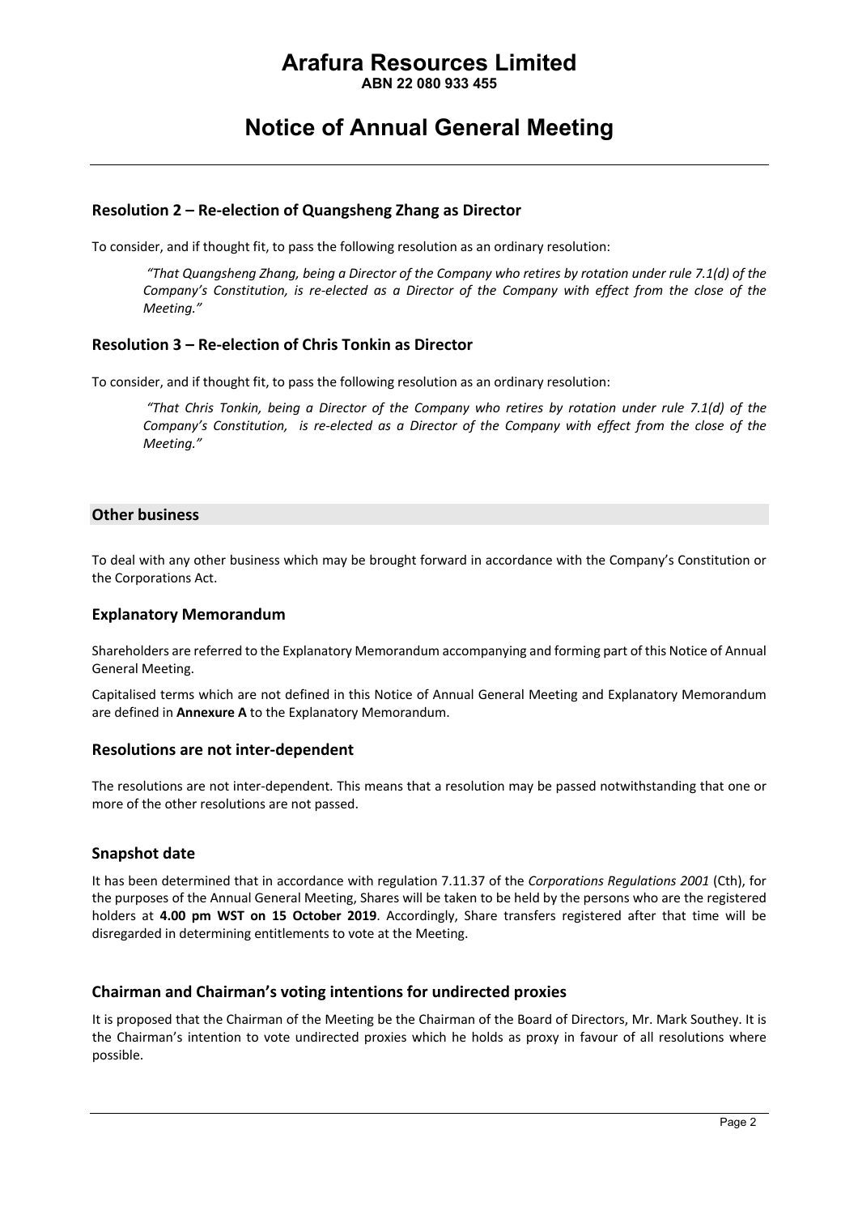## Resolution 2 – Re-election of Quangsheng Zhang as Director

To consider, and if thought fit, to pass the following resolution as an ordinary resolution:

> *"That Quangsheng Zhang, being a Director of the Company who retires by rotation under rule 7.1(d) of the Company's Constitution, is re-elected as a Director of the Company with effect from the close of the Meeting."*

## Resolution 3 – Re-election of Chris Tonkin as Director

To consider, and if thought fit, to pass the following resolution as an ordinary resolution:

> *"That Chris Tonkin, being a Director of the Company who retires by rotation under rule 7.1(d) of the Company's Constitution, is re-elected as a Director of the Company with effect from the close of the Meeting."*

## Other business

To deal with any other business which may be brought forward in accordance with the Company's Constitution or the Corporations Act.

## Explanatory Memorandum

Shareholders are referred to the Explanatory Memorandum accompanying and forming part of this Notice of Annual General Meeting.

Capitalised terms which are not defined in this Notice of Annual General Meeting and Explanatory Memorandum are defined in **Annexure A** to the Explanatory Memorandum.

## Resolutions are not inter-dependent

The resolutions are not inter-dependent. This means that a resolution may be passed notwithstanding that one or more of the other resolutions are not passed.

## Snapshot date

It has been determined that in accordance with regulation 7.11.37 of the *Corporations Regulations 2001* (Cth), for the purposes of the Annual General Meeting, Shares will be taken to be held by the persons who are the registered holders at **4.00 pm WST on 15 October 2019**. Accordingly, Share transfers registered after that time will be disregarded in determining entitlements to vote at the Meeting.

## Chairman and Chairman's voting intentions for undirected proxies

It is proposed that the Chairman of the Meeting be the Chairman of the Board of Directors, Mr. Mark Southey. It is the Chairman's intention to vote undirected proxies which he holds as proxy in favour of all resolutions where possible.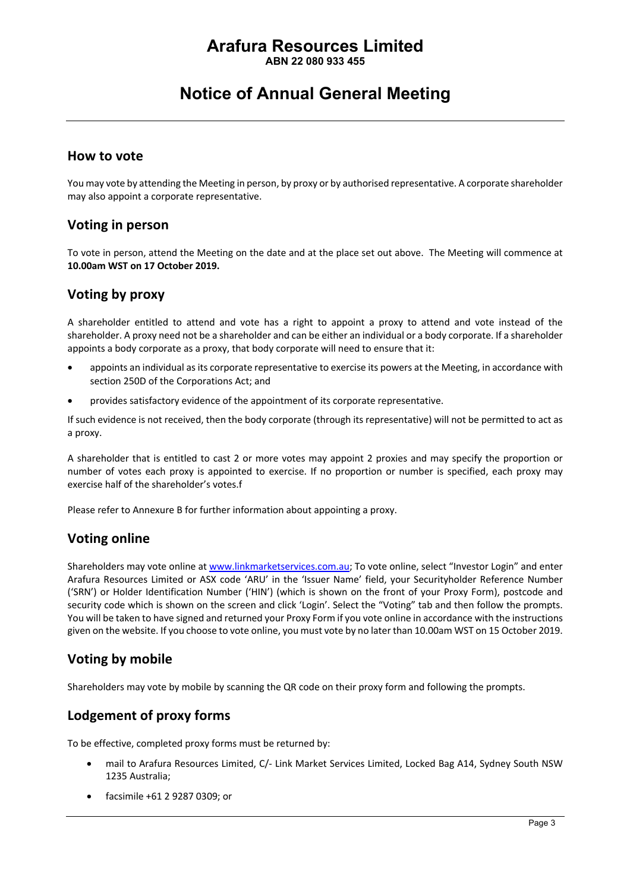# Arafura Resources Limited

**ABN 22 080 933 455**

# Notice of Annual General Meeting

## How to vote

You may vote by attending the Meeting in person, by proxy or by authorised representative. A corporate shareholder may also appoint a corporate representative.

## Voting in person

To vote in person, attend the Meeting on the date and at the place set out above. The Meeting will commence at **10.00am WST on 17 October 2019.**

## Voting by proxy

A shareholder entitled to attend and vote has a right to appoint a proxy to attend and vote instead of the shareholder. A proxy need not be a shareholder and can be either an individual or a body corporate. If a shareholder appoints a body corporate as a proxy, that body corporate will need to ensure that it:

- appoints an individual as its corporate representative to exercise its powers at the Meeting, in accordance with section 250D of the Corporations Act; and
- provides satisfactory evidence of the appointment of its corporate representative.

If such evidence is not received, then the body corporate (through its representative) will not be permitted to act as a proxy.

A shareholder that is entitled to cast 2 or more votes may appoint 2 proxies and may specify the proportion or number of votes each proxy is appointed to exercise. If no proportion or number is specified, each proxy may exercise half of the shareholder's votes.f

Please refer to Annexure B for further information about appointing a proxy.

## Voting online

Shareholders may vote online at www.linkmarketservices.com.au; To vote online, select "Investor Login" and enter Arafura Resources Limited or ASX code 'ARU' in the 'Issuer Name' field, your Securityholder Reference Number ('SRN') or Holder Identification Number ('HIN') (which is shown on the front of your Proxy Form), postcode and security code which is shown on the screen and click 'Login'. Select the "Voting" tab and then follow the prompts. You will be taken to have signed and returned your Proxy Form if you vote online in accordance with the instructions given on the website. If you choose to vote online, you must vote by no later than 10.00am WST on 15 October 2019.

## Voting by mobile

Shareholders may vote by mobile by scanning the QR code on their proxy form and following the prompts.

## Lodgement of proxy forms

To be effective, completed proxy forms must be returned by:

- mail to Arafura Resources Limited, C/- Link Market Services Limited, Locked Bag A14, Sydney South NSW 1235 Australia;
- facsimile +61 2 9287 0309; or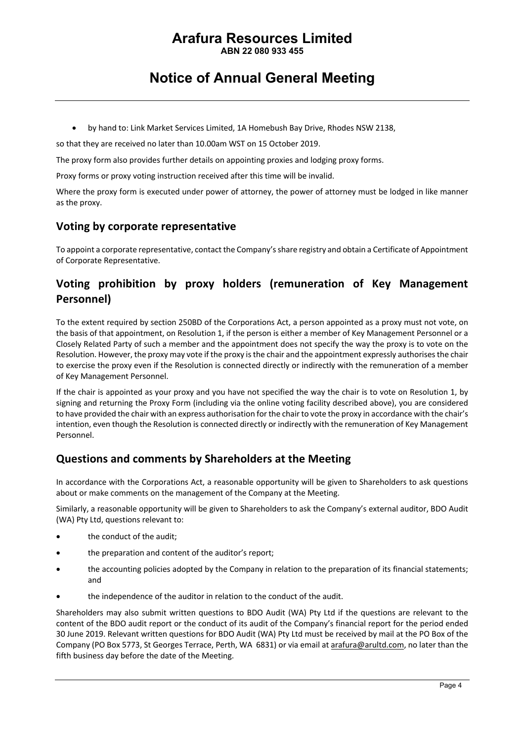- by hand to: Link Market Services Limited, 1A Homebush Bay Drive, Rhodes NSW 2138,

so that they are received no later than 10.00am WST on 15 October 2019.

The proxy form also provides further details on appointing proxies and lodging proxy forms.

Proxy forms or proxy voting instruction received after this time will be invalid.

Where the proxy form is executed under power of attorney, the power of attorney must be lodged in like manner as the proxy.

## Voting by corporate representative

To appoint a corporate representative, contact the Company's share registry and obtain a Certificate of Appointment of Corporate Representative.

## Voting prohibition by proxy holders (remuneration of Key Management Personnel)

To the extent required by section 250BD of the Corporations Act, a person appointed as a proxy must not vote, on the basis of that appointment, on Resolution 1, if the person is either a member of Key Management Personnel or a Closely Related Party of such a member and the appointment does not specify the way the proxy is to vote on the Resolution. However, the proxy may vote if the proxy is the chair and the appointment expressly authorises the chair to exercise the proxy even if the Resolution is connected directly or indirectly with the remuneration of a member of Key Management Personnel.

If the chair is appointed as your proxy and you have not specified the way the chair is to vote on Resolution 1, by signing and returning the Proxy Form (including via the online voting facility described above), you are considered to have provided the chair with an express authorisation for the chair to vote the proxy in accordance with the chair's intention, even though the Resolution is connected directly or indirectly with the remuneration of Key Management Personnel.

## Questions and comments by Shareholders at the Meeting

In accordance with the Corporations Act, a reasonable opportunity will be given to Shareholders to ask questions about or make comments on the management of the Company at the Meeting.

Similarly, a reasonable opportunity will be given to Shareholders to ask the Company's external auditor, BDO Audit (WA) Pty Ltd, questions relevant to:

- the conduct of the audit;
- the preparation and content of the auditor's report;
- the accounting policies adopted by the Company in relation to the preparation of its financial statements; and
- the independence of the auditor in relation to the conduct of the audit.

Shareholders may also submit written questions to BDO Audit (WA) Pty Ltd if the questions are relevant to the content of the BDO audit report or the conduct of its audit of the Company's financial report for the period ended 30 June 2019. Relevant written questions for BDO Audit (WA) Pty Ltd must be received by mail at the PO Box of the Company (PO Box 5773, St Georges Terrace, Perth, WA 6831) or via email at arafura@arultd.com, no later than the fifth business day before the date of the Meeting.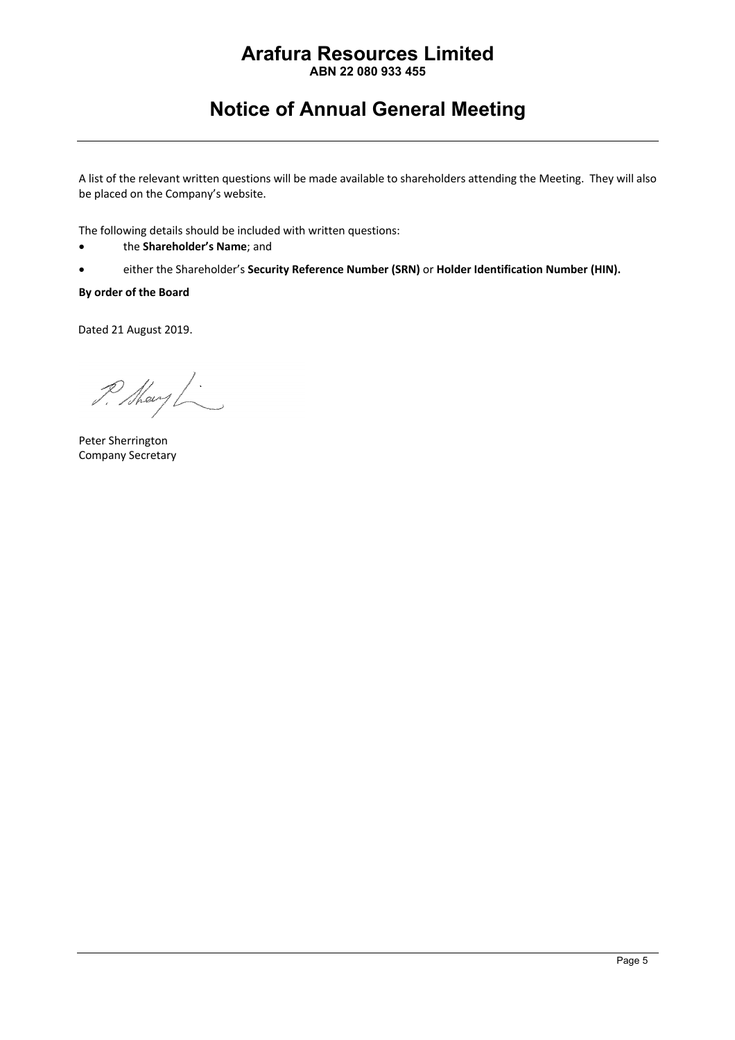A list of the relevant written questions will be made available to shareholders attending the Meeting. They will also be placed on the Company's website.

The following details should be included with written questions:

- the **Shareholder's Name**; and
- either the Shareholder's **Security Reference Number (SRN)** or **Holder Identification Number (HIN).**

**By order of the Board**

Dated 21 August 2019.

Peter Sherrington
Company Secretary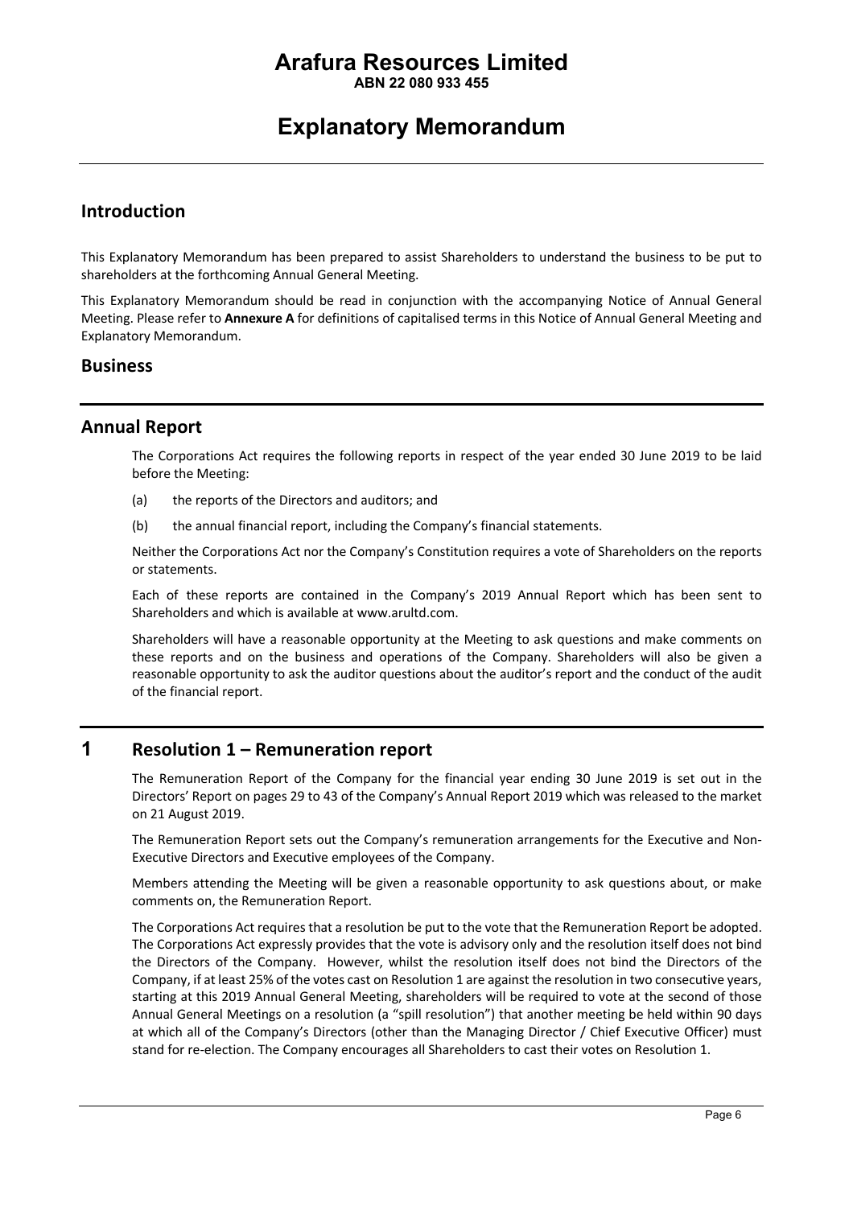# Arafura Resources Limited

**ABN 22 080 933 455**

# Explanatory Memorandum

## Introduction

This Explanatory Memorandum has been prepared to assist Shareholders to understand the business to be put to shareholders at the forthcoming Annual General Meeting.

This Explanatory Memorandum should be read in conjunction with the accompanying Notice of Annual General Meeting. Please refer to **Annexure A** for definitions of capitalised terms in this Notice of Annual General Meeting and Explanatory Memorandum.

## Business

## Annual Report

The Corporations Act requires the following reports in respect of the year ended 30 June 2019 to be laid before the Meeting:

(a) the reports of the Directors and auditors; and

(b) the annual financial report, including the Company's financial statements.

Neither the Corporations Act nor the Company's Constitution requires a vote of Shareholders on the reports or statements.

Each of these reports are contained in the Company's 2019 Annual Report which has been sent to Shareholders and which is available at www.arultd.com.

Shareholders will have a reasonable opportunity at the Meeting to ask questions and make comments on these reports and on the business and operations of the Company. Shareholders will also be given a reasonable opportunity to ask the auditor questions about the auditor's report and the conduct of the audit of the financial report.

## 1 Resolution 1 – Remuneration report

The Remuneration Report of the Company for the financial year ending 30 June 2019 is set out in the Directors' Report on pages 29 to 43 of the Company's Annual Report 2019 which was released to the market on 21 August 2019.

The Remuneration Report sets out the Company's remuneration arrangements for the Executive and Non-Executive Directors and Executive employees of the Company.

Members attending the Meeting will be given a reasonable opportunity to ask questions about, or make comments on, the Remuneration Report.

The Corporations Act requires that a resolution be put to the vote that the Remuneration Report be adopted. The Corporations Act expressly provides that the vote is advisory only and the resolution itself does not bind the Directors of the Company. However, whilst the resolution itself does not bind the Directors of the Company, if at least 25% of the votes cast on Resolution 1 are against the resolution in two consecutive years, starting at this 2019 Annual General Meeting, shareholders will be required to vote at the second of those Annual General Meetings on a resolution (a "spill resolution") that another meeting be held within 90 days at which all of the Company's Directors (other than the Managing Director / Chief Executive Officer) must stand for re-election. The Company encourages all Shareholders to cast their votes on Resolution 1.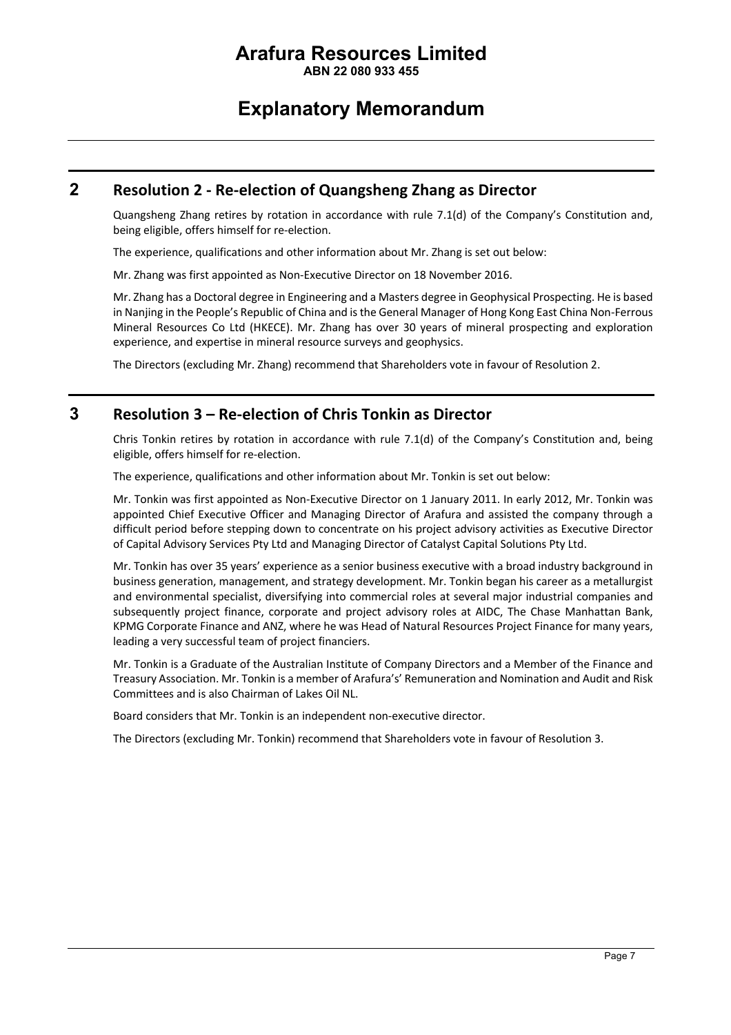# Arafura Resources Limited

**ABN 22 080 933 455**

# Explanatory Memorandum

## 2 Resolution 2 - Re-election of Quangsheng Zhang as Director

Quangsheng Zhang retires by rotation in accordance with rule 7.1(d) of the Company's Constitution and, being eligible, offers himself for re-election.

The experience, qualifications and other information about Mr. Zhang is set out below:

Mr. Zhang was first appointed as Non-Executive Director on 18 November 2016.

Mr. Zhang has a Doctoral degree in Engineering and a Masters degree in Geophysical Prospecting. He is based in Nanjing in the People's Republic of China and is the General Manager of Hong Kong East China Non-Ferrous Mineral Resources Co Ltd (HKECE). Mr. Zhang has over 30 years of mineral prospecting and exploration experience, and expertise in mineral resource surveys and geophysics.

The Directors (excluding Mr. Zhang) recommend that Shareholders vote in favour of Resolution 2.

## 3 Resolution 3 – Re-election of Chris Tonkin as Director

Chris Tonkin retires by rotation in accordance with rule 7.1(d) of the Company's Constitution and, being eligible, offers himself for re-election.

The experience, qualifications and other information about Mr. Tonkin is set out below:

Mr. Tonkin was first appointed as Non-Executive Director on 1 January 2011. In early 2012, Mr. Tonkin was appointed Chief Executive Officer and Managing Director of Arafura and assisted the company through a difficult period before stepping down to concentrate on his project advisory activities as Executive Director of Capital Advisory Services Pty Ltd and Managing Director of Catalyst Capital Solutions Pty Ltd.

Mr. Tonkin has over 35 years' experience as a senior business executive with a broad industry background in business generation, management, and strategy development. Mr. Tonkin began his career as a metallurgist and environmental specialist, diversifying into commercial roles at several major industrial companies and subsequently project finance, corporate and project advisory roles at AIDC, The Chase Manhattan Bank, KPMG Corporate Finance and ANZ, where he was Head of Natural Resources Project Finance for many years, leading a very successful team of project financiers.

Mr. Tonkin is a Graduate of the Australian Institute of Company Directors and a Member of the Finance and Treasury Association. Mr. Tonkin is a member of Arafura's' Remuneration and Nomination and Audit and Risk Committees and is also Chairman of Lakes Oil NL.

Board considers that Mr. Tonkin is an independent non-executive director.

The Directors (excluding Mr. Tonkin) recommend that Shareholders vote in favour of Resolution 3.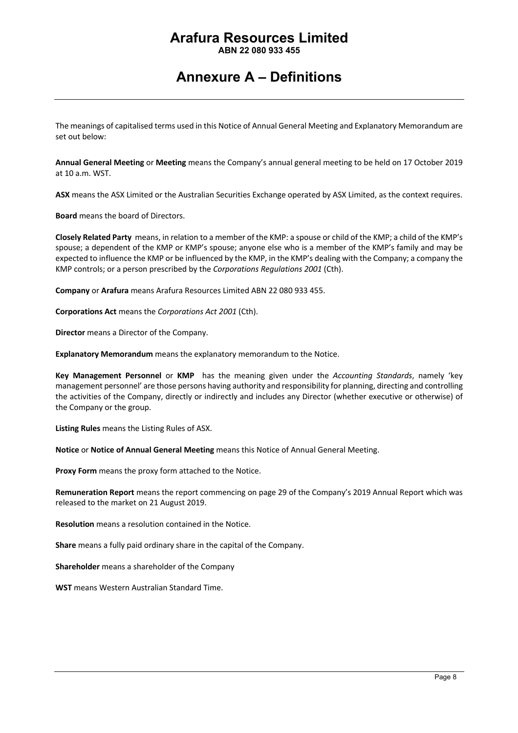# Arafura Resources Limited

**ABN 22 080 933 455**

# Annexure A – Definitions

The meanings of capitalised terms used in this Notice of Annual General Meeting and Explanatory Memorandum are set out below:

**Annual General Meeting** or **Meeting** means the Company's annual general meeting to be held on 17 October 2019 at 10 a.m. WST.

**ASX** means the ASX Limited or the Australian Securities Exchange operated by ASX Limited, as the context requires.

**Board** means the board of Directors.

**Closely Related Party** means, in relation to a member of the KMP: a spouse or child of the KMP; a child of the KMP's spouse; a dependent of the KMP or KMP's spouse; anyone else who is a member of the KMP's family and may be expected to influence the KMP or be influenced by the KMP, in the KMP's dealing with the Company; a company the KMP controls; or a person prescribed by the *Corporations Regulations 2001* (Cth).

**Company** or **Arafura** means Arafura Resources Limited ABN 22 080 933 455.

**Corporations Act** means the *Corporations Act 2001* (Cth).

**Director** means a Director of the Company.

**Explanatory Memorandum** means the explanatory memorandum to the Notice.

**Key Management Personnel** or **KMP** has the meaning given under the *Accounting Standards*, namely 'key management personnel' are those persons having authority and responsibility for planning, directing and controlling the activities of the Company, directly or indirectly and includes any Director (whether executive or otherwise) of the Company or the group.

**Listing Rules** means the Listing Rules of ASX.

**Notice** or **Notice of Annual General Meeting** means this Notice of Annual General Meeting.

**Proxy Form** means the proxy form attached to the Notice.

**Remuneration Report** means the report commencing on page 29 of the Company's 2019 Annual Report which was released to the market on 21 August 2019.

**Resolution** means a resolution contained in the Notice.

**Share** means a fully paid ordinary share in the capital of the Company.

**Shareholder** means a shareholder of the Company

**WST** means Western Australian Standard Time.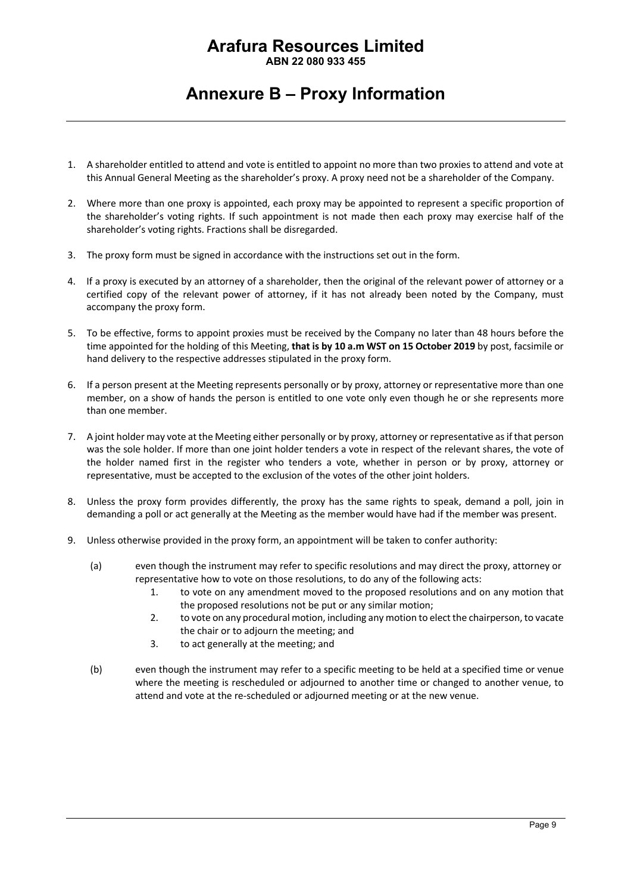# Arafura Resources Limited

**ABN 22 080 933 455**

# Annexure B – Proxy Information

1. A shareholder entitled to attend and vote is entitled to appoint no more than two proxies to attend and vote at this Annual General Meeting as the shareholder's proxy. A proxy need not be a shareholder of the Company.

2. Where more than one proxy is appointed, each proxy may be appointed to represent a specific proportion of the shareholder's voting rights. If such appointment is not made then each proxy may exercise half of the shareholder's voting rights. Fractions shall be disregarded.

3. The proxy form must be signed in accordance with the instructions set out in the form.

4. If a proxy is executed by an attorney of a shareholder, then the original of the relevant power of attorney or a certified copy of the relevant power of attorney, if it has not already been noted by the Company, must accompany the proxy form.

5. To be effective, forms to appoint proxies must be received by the Company no later than 48 hours before the time appointed for the holding of this Meeting, **that is by 10 a.m WST on 15 October 2019** by post, facsimile or hand delivery to the respective addresses stipulated in the proxy form.

6. If a person present at the Meeting represents personally or by proxy, attorney or representative more than one member, on a show of hands the person is entitled to one vote only even though he or she represents more than one member.

7. A joint holder may vote at the Meeting either personally or by proxy, attorney or representative as if that person was the sole holder. If more than one joint holder tenders a vote in respect of the relevant shares, the vote of the holder named first in the register who tenders a vote, whether in person or by proxy, attorney or representative, must be accepted to the exclusion of the votes of the other joint holders.

8. Unless the proxy form provides differently, the proxy has the same rights to speak, demand a poll, join in demanding a poll or act generally at the Meeting as the member would have had if the member was present.

9. Unless otherwise provided in the proxy form, an appointment will be taken to confer authority:

   (a) even though the instrument may refer to specific resolutions and may direct the proxy, attorney or representative how to vote on those resolutions, to do any of the following acts:

      1. to vote on any amendment moved to the proposed resolutions and on any motion that the proposed resolutions not be put or any similar motion;
      2. to vote on any procedural motion, including any motion to elect the chairperson, to vacate the chair or to adjourn the meeting; and
      3. to act generally at the meeting; and

   (b) even though the instrument may refer to a specific meeting to be held at a specified time or venue where the meeting is rescheduled or adjourned to another time or changed to another venue, to attend and vote at the re-scheduled or adjourned meeting or at the new venue.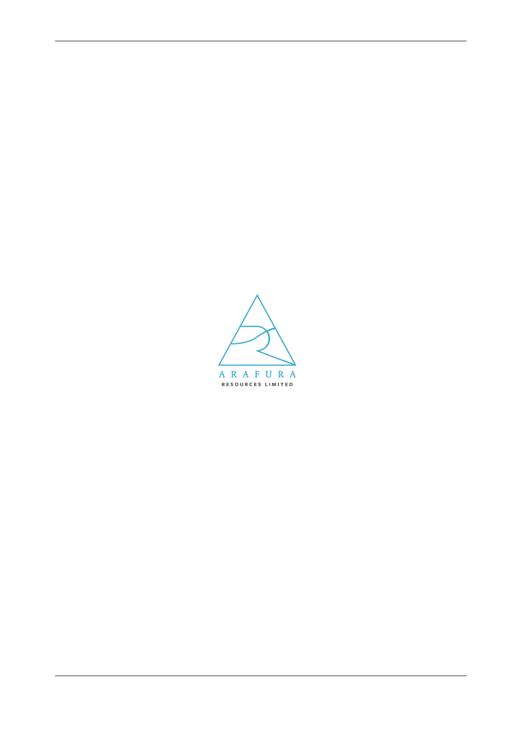ARAFURA

RESOURCES LIMITED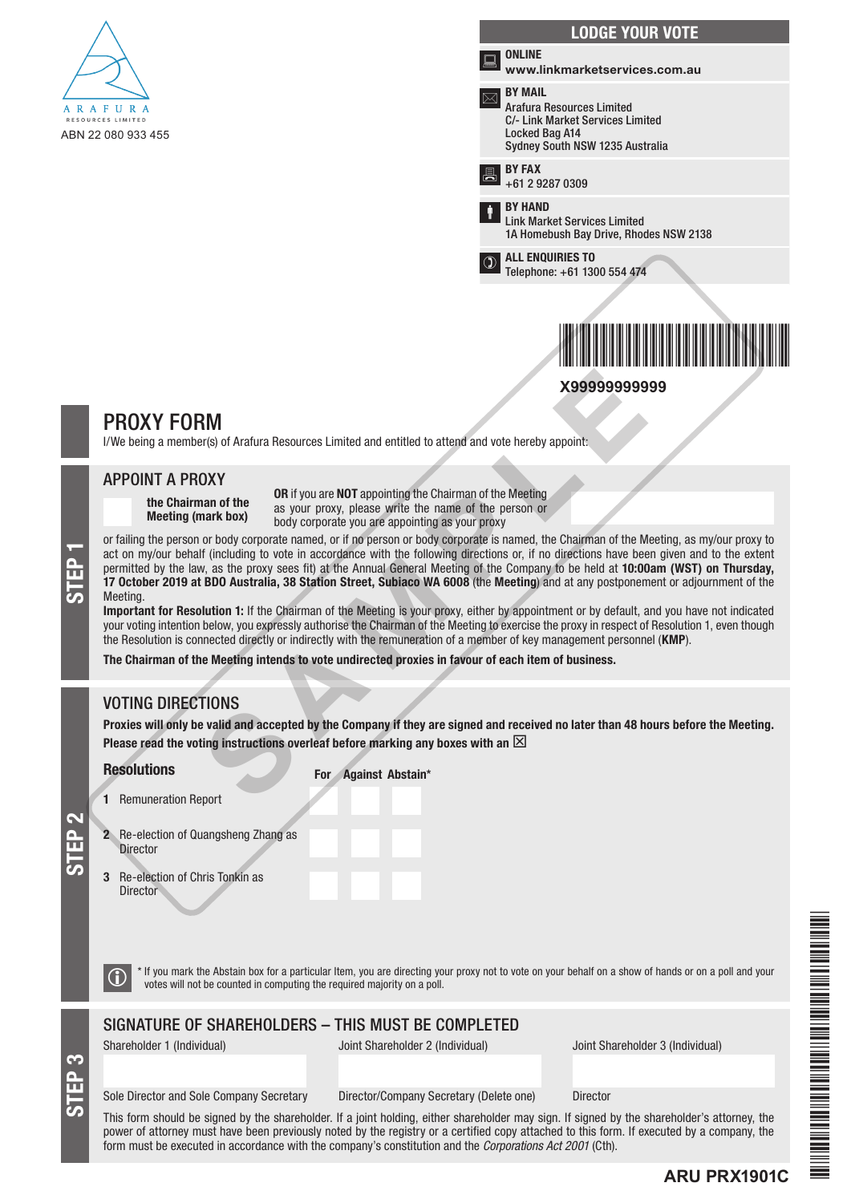ARAFURA RESOURCES LIMITED

ABN 22 080 933 455

## LODGE YOUR VOTE

**ONLINE**
**www.linkmarketservices.com.au**

**BY MAIL**
Arafura Resources Limited
C/- Link Market Services Limited
Locked Bag A14
Sydney South NSW 1235 Australia

**BY FAX**
+61 2 9287 0309

**BY HAND**
Link Market Services Limited
1A Homebush Bay Drive, Rhodes NSW 2138

**ALL ENQUIRIES TO**
Telephone: +61 1300 554 474

**X99999999999**

# PROXY FORM

I/We being a member(s) of Arafura Resources Limited and entitled to attend and vote hereby appoint:

## STEP 1

### APPOINT A PROXY

**the Chairman of the Meeting (mark box)**

**OR** if you are **NOT** appointing the Chairman of the Meeting as your proxy, please write the name of the person or body corporate you are appointing as your proxy

or failing the person or body corporate named, or if no person or body corporate is named, the Chairman of the Meeting, as my/our proxy to act on my/our behalf (including to vote in accordance with the following directions or, if no directions have been given and to the extent permitted by the law, as the proxy sees fit) at the Annual General Meeting of the Company to be held at **10:00am (WST) on Thursday, 17 October 2019 at BDO Australia, 38 Station Street, Subiaco WA 6008** (the **Meeting**) and at any postponement or adjournment of the Meeting.

**Important for Resolution 1:** If the Chairman of the Meeting is your proxy, either by appointment or by default, and you have not indicated your voting intention below, you expressly authorise the Chairman of the Meeting to exercise the proxy in respect of Resolution 1, even though the Resolution is connected directly or indirectly with the remuneration of a member of key management personnel (**KMP**).

**The Chairman of the Meeting intends to vote undirected proxies in favour of each item of business.**

## STEP 2

### VOTING DIRECTIONS

**Proxies will only be valid and accepted by the Company if they are signed and received no later than 48 hours before the Meeting.**
**Please read the voting instructions overleaf before marking any boxes with an ☒**

| Resolutions | For | Against | Abstain* |
|---|---|---|---|
| 1 Remuneration Report | | | |
| 2 Re-election of Quangsheng Zhang as Director | | | |
| 3 Re-election of Chris Tonkin as Director | | | |

* If you mark the Abstain box for a particular Item, you are directing your proxy not to vote on your behalf on a show of hands or on a poll and your votes will not be counted in computing the required majority on a poll.

## STEP 3

### SIGNATURE OF SHAREHOLDERS – THIS MUST BE COMPLETED

| Shareholder 1 (Individual) | Joint Shareholder 2 (Individual) | Joint Shareholder 3 (Individual) |
|---|---|---|
| | | |
| Sole Director and Sole Company Secretary | Director/Company Secretary (Delete one) | Director |

This form should be signed by the shareholder. If a joint holding, either shareholder may sign. If signed by the shareholder's attorney, the power of attorney must have been previously noted by the registry or a certified copy attached to this form. If executed by a company, the form must be executed in accordance with the company's constitution and the *Corporations Act 2001* (Cth).

**ARU PRX1901C**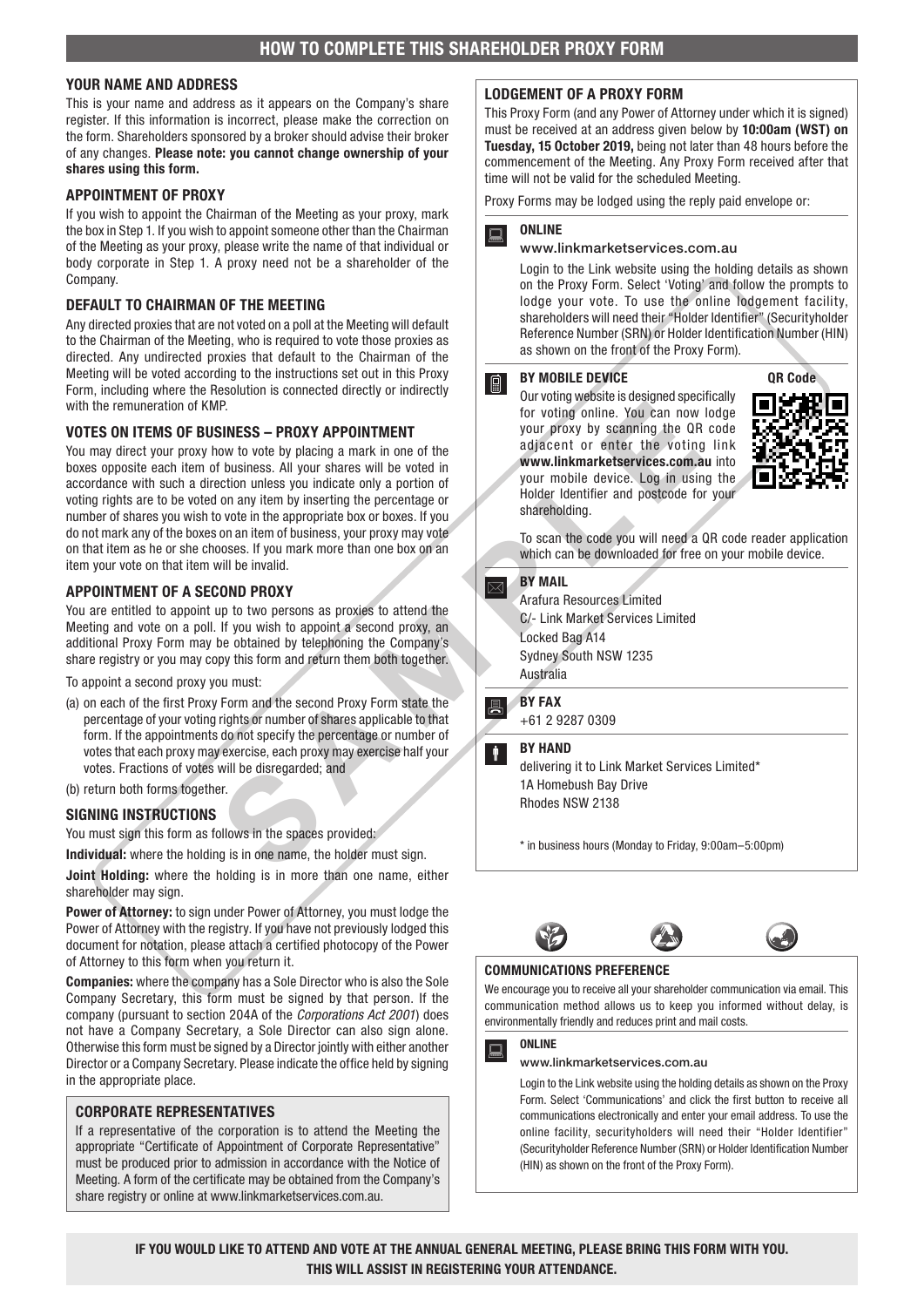# HOW TO COMPLETE THIS SHAREHOLDER PROXY FORM

### YOUR NAME AND ADDRESS

This is your name and address as it appears on the Company's share register. If this information is incorrect, please make the correction on the form. Shareholders sponsored by a broker should advise their broker of any changes. **Please note: you cannot change ownership of your shares using this form.**

### APPOINTMENT OF PROXY

If you wish to appoint the Chairman of the Meeting as your proxy, mark the box in Step 1. If you wish to appoint someone other than the Chairman of the Meeting as your proxy, please write the name of that individual or body corporate in Step 1. A proxy need not be a shareholder of the Company.

### DEFAULT TO CHAIRMAN OF THE MEETING

Any directed proxies that are not voted on a poll at the Meeting will default to the Chairman of the Meeting, who is required to vote those proxies as directed. Any undirected proxies that default to the Chairman of the Meeting will be voted according to the instructions set out in this Proxy Form, including where the Resolution is connected directly or indirectly with the remuneration of KMP.

### VOTES ON ITEMS OF BUSINESS – PROXY APPOINTMENT

You may direct your proxy how to vote by placing a mark in one of the boxes opposite each item of business. All your shares will be voted in accordance with such a direction unless you indicate only a portion of voting rights are to be voted on any item by inserting the percentage or number of shares you wish to vote in the appropriate box or boxes. If you do not mark any of the boxes on an item of business, your proxy may vote on that item as he or she chooses. If you mark more than one box on an item your vote on that item will be invalid.

### APPOINTMENT OF A SECOND PROXY

You are entitled to appoint up to two persons as proxies to attend the Meeting and vote on a poll. If you wish to appoint a second proxy, an additional Proxy Form may be obtained by telephoning the Company's share registry or you may copy this form and return them both together.

To appoint a second proxy you must:

(a) on each of the first Proxy Form and the second Proxy Form state the percentage of your voting rights or number of shares applicable to that form. If the appointments do not specify the percentage or number of votes that each proxy may exercise, each proxy may exercise half your votes. Fractions of votes will be disregarded; and

(b) return both forms together.

### SIGNING INSTRUCTIONS

You must sign this form as follows in the spaces provided:

**Individual:** where the holding is in one name, the holder must sign.

**Joint Holding:** where the holding is in more than one name, either shareholder may sign.

**Power of Attorney:** to sign under Power of Attorney, you must lodge the Power of Attorney with the registry. If you have not previously lodged this document for notation, please attach a certified photocopy of the Power of Attorney to this form when you return it.

**Companies:** where the company has a Sole Director who is also the Sole Company Secretary, this form must be signed by that person. If the company (pursuant to section 204A of the *Corporations Act 2001*) does not have a Company Secretary, a Sole Director can also sign alone. Otherwise this form must be signed by a Director jointly with either another Director or a Company Secretary. Please indicate the office held by signing in the appropriate place.

### CORPORATE REPRESENTATIVES

If a representative of the corporation is to attend the Meeting the appropriate "Certificate of Appointment of Corporate Representative" must be produced prior to admission in accordance with the Notice of Meeting. A form of the certificate may be obtained from the Company's share registry or online at www.linkmarketservices.com.au.

### LODGEMENT OF A PROXY FORM

This Proxy Form (and any Power of Attorney under which it is signed) must be received at an address given below by **10:00am (WST) on Tuesday, 15 October 2019,** being not later than 48 hours before the commencement of the Meeting. Any Proxy Form received after that time will not be valid for the scheduled Meeting.

Proxy Forms may be lodged using the reply paid envelope or:

**ONLINE**

www.linkmarketservices.com.au

Login to the Link website using the holding details as shown on the Proxy Form. Select 'Voting' and follow the prompts to lodge your vote. To use the online lodgement facility, shareholders will need their "Holder Identifier" (Securityholder Reference Number (SRN) or Holder Identification Number (HIN) as shown on the front of the Proxy Form).

**BY MOBILE DEVICE**

QR Code

Our voting website is designed specifically for voting online. You can now lodge your proxy by scanning the QR code adjacent or enter the voting link **www.linkmarketservices.com.au** into your mobile device. Log in using the Holder Identifier and postcode for your shareholding.

To scan the code you will need a QR code reader application which can be downloaded for free on your mobile device.

**BY MAIL**

Arafura Resources Limited
C/- Link Market Services Limited
Locked Bag A14
Sydney South NSW 1235
Australia

**BY FAX**

+61 2 9287 0309

**BY HAND**

delivering it to Link Market Services Limited*
1A Homebush Bay Drive
Rhodes NSW 2138

\* in business hours (Monday to Friday, 9:00am–5:00pm)

### COMMUNICATIONS PREFERENCE

We encourage you to receive all your shareholder communication via email. This communication method allows us to keep you informed without delay, is environmentally friendly and reduces print and mail costs.

**ONLINE**

www.linkmarketservices.com.au

Login to the Link website using the holding details as shown on the Proxy Form. Select 'Communications' and click the first button to receive all communications electronically and enter your email address. To use the online facility, securityholders will need their "Holder Identifier" (Securityholder Reference Number (SRN) or Holder Identification Number (HIN) as shown on the front of the Proxy Form).

**IF YOU WOULD LIKE TO ATTEND AND VOTE AT THE ANNUAL GENERAL MEETING, PLEASE BRING THIS FORM WITH YOU. THIS WILL ASSIST IN REGISTERING YOUR ATTENDANCE.**